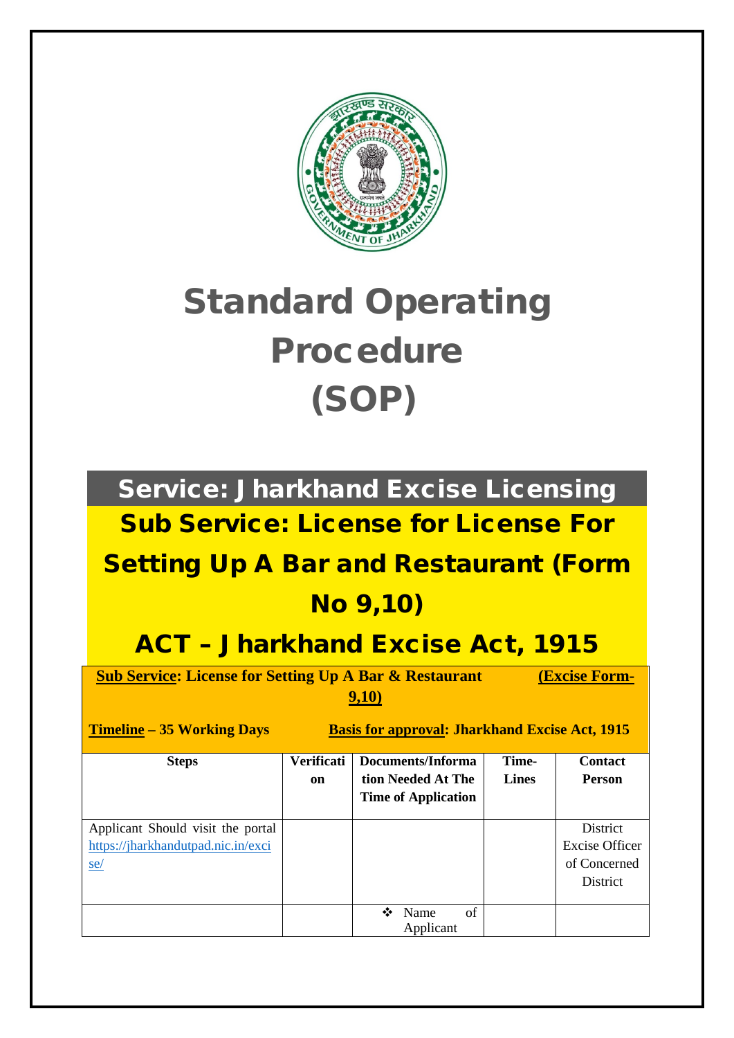# Standard Operating Procedure (SOP)

## Service: Jharkhand Excise Licensing

## Sub Service: License for License For Setting Up A Bar and Restaurant (Form No 9,10)

## ACT – Jharkhand Excise Act, 1915

**Sub Service: License for Setting Up A Bar & Restaurant (Excise Form-9,10)**

**Timeline – 35 Working Days** **Basis for approval: Jharkhand Excise Act, 1915**

| Steps | Verification | Documents/Information Needed At The Time of Application | Time-Lines | Contact Person |
|---|---|---|---|---|
| Applicant Should visit the portal https://jharkhandutpad.nic.in/excise/ | | | | District Excise Officer of Concerned District |
| | | ❖ Name of Applicant | | |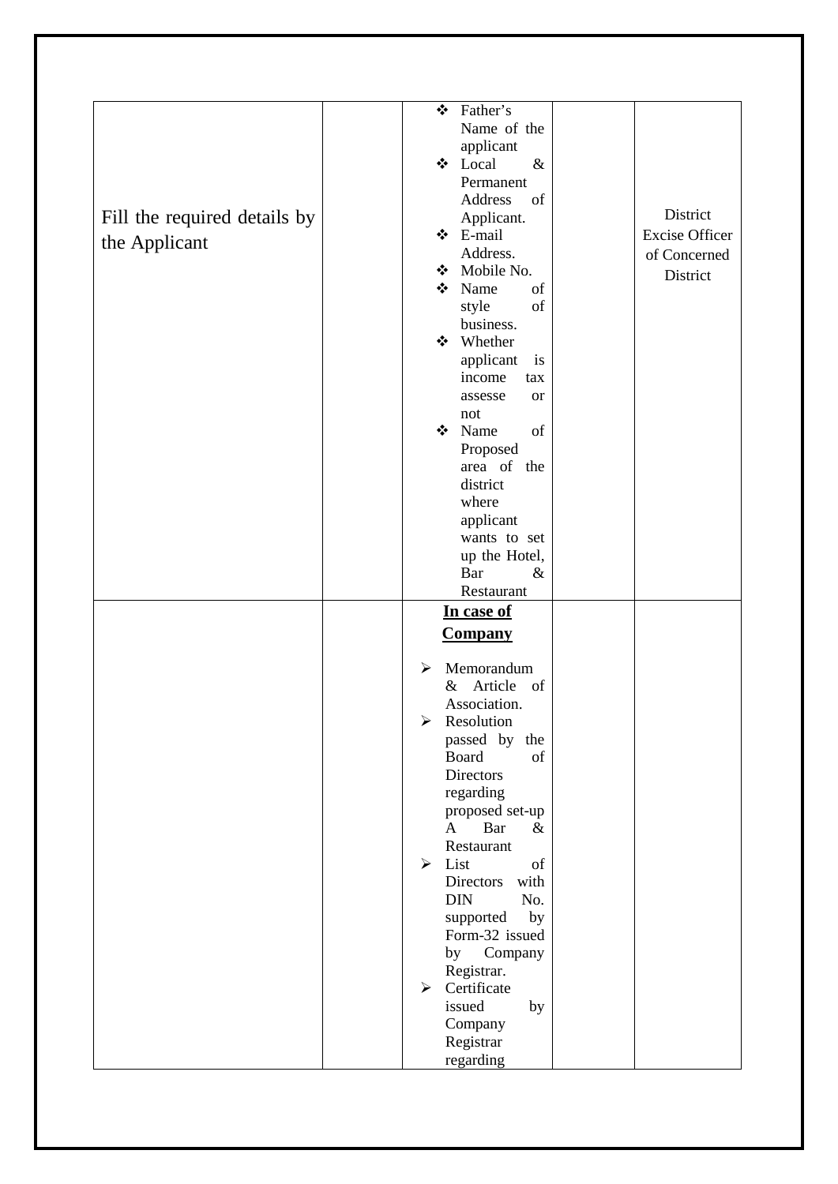| | | | | |
|---|---|---|---|---|
| Fill the required details by the Applicant | | ❖ Father's Name of the applicant<br>❖ Local & Permanent Address of Applicant.<br>❖ E-mail Address.<br>❖ Mobile No.<br>❖ Name of style of business.<br>❖ Whether applicant is income tax assesse or not<br>❖ Name of Proposed area of the district where applicant wants to set up the Hotel, Bar & Restaurant | | District Excise Officer of Concerned District |
| | | **<u>In case of Company</u>**<br>➢ Memorandum & Article of Association.<br>➢ Resolution passed by the Board of Directors regarding proposed set-up A Bar & Restaurant<br>➢ List of Directors with DIN No. supported by Form-32 issued by Company Registrar.<br>➢ Certificate issued by Company Registrar regarding | | |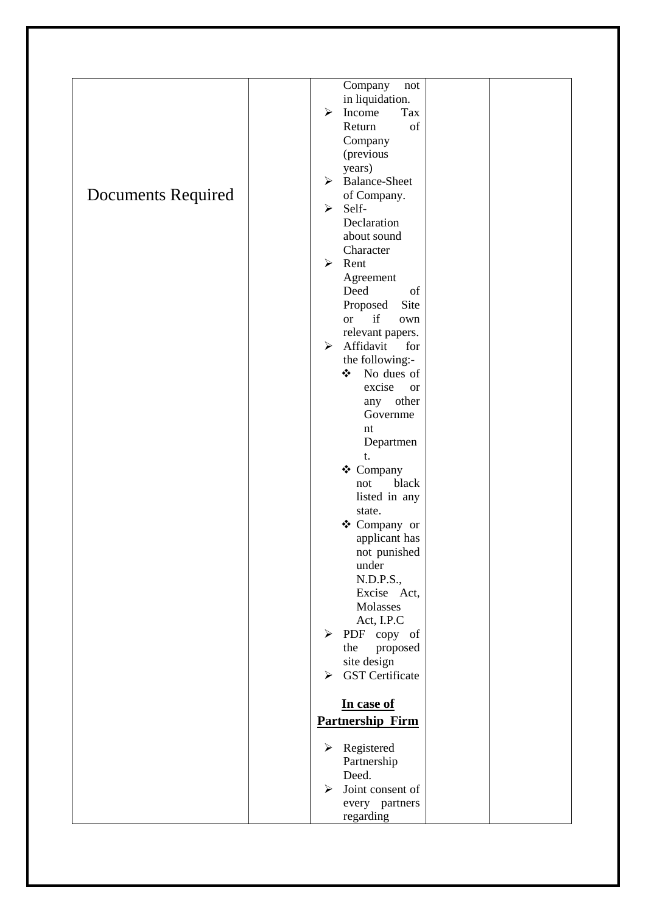| Documents Required | | Company not in liquidation.<br>➢ Income Tax Return of Company (previous years)<br>➢ Balance-Sheet of Company.<br>➢ Self-Declaration about sound Character<br>➢ Rent Agreement Deed of Proposed Site or if own relevant papers.<br>➢ Affidavit for the following:-<br>❖ No dues of excise or any other Government Department.<br>❖ Company not black listed in any state.<br>❖ Company or applicant has not punished under N.D.P.S., Excise Act, Molasses Act, I.P.C<br>➢ PDF copy of the proposed site design<br>➢ GST Certificate<br><br>**<u>In case of Partnership Firm</u>**<br><br>➢ Registered Partnership Deed.<br>➢ Joint consent of every partners regarding | | |
|---|---|---|---|---|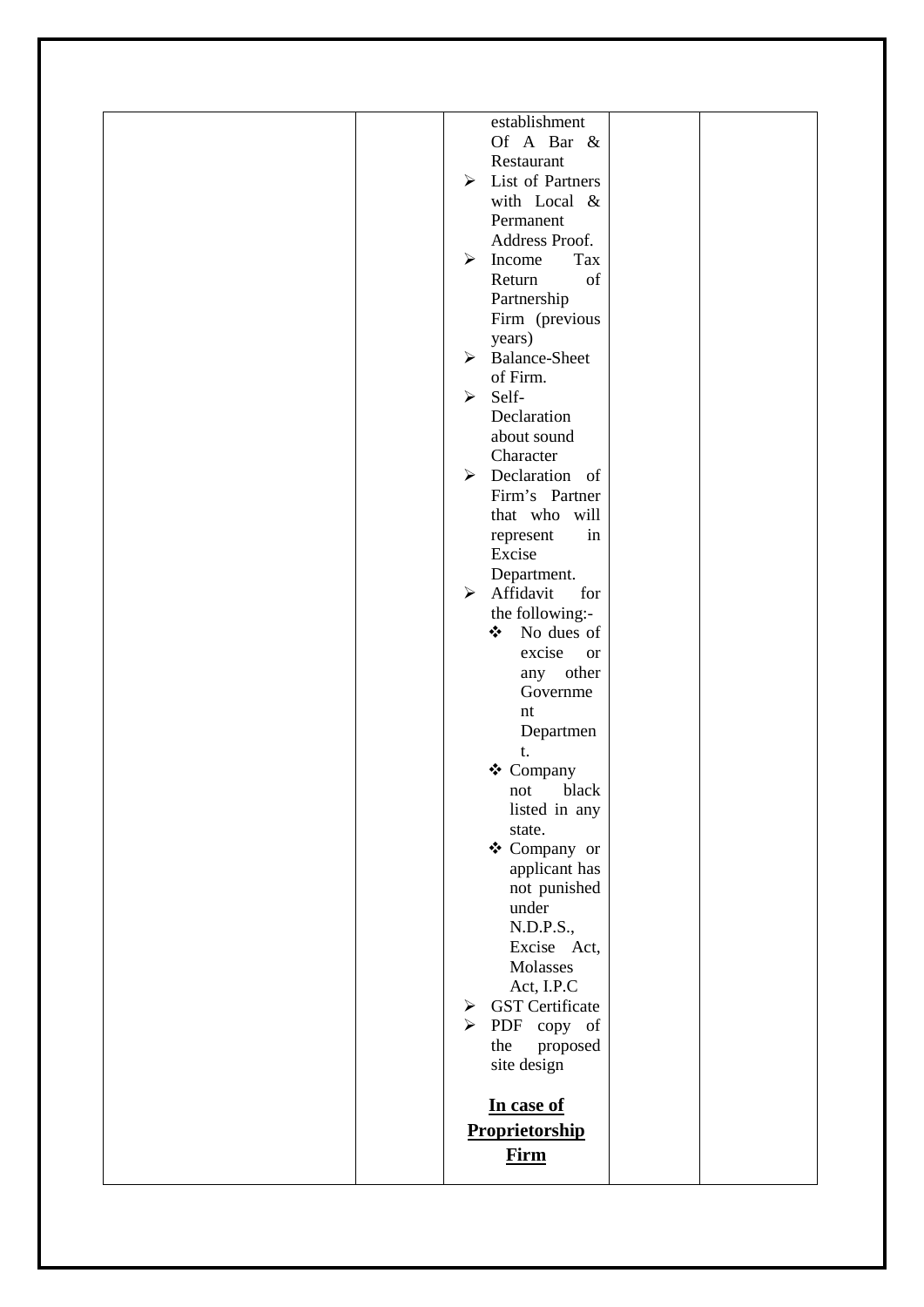|  |  | establishment Of A Bar & Restaurant<br>➢ List of Partners with Local & Permanent Address Proof.<br>➢ Income Tax Return of Partnership Firm (previous years)<br>➢ Balance-Sheet of Firm.<br>➢ Self-Declaration about sound Character<br>➢ Declaration of Firm's Partner that who will represent in Excise Department.<br>➢ Affidavit for the following:-<br>❖ No dues of excise or any other Government Department.<br>❖ Company not black listed in any state.<br>❖ Company or applicant has not punished under N.D.P.S., Excise Act, Molasses Act, I.P.C<br>➢ GST Certificate<br>➢ PDF copy of the proposed site design<br><br>**<u>In case of Proprietorship Firm</u>** |  |  |
|---|---|---|---|---|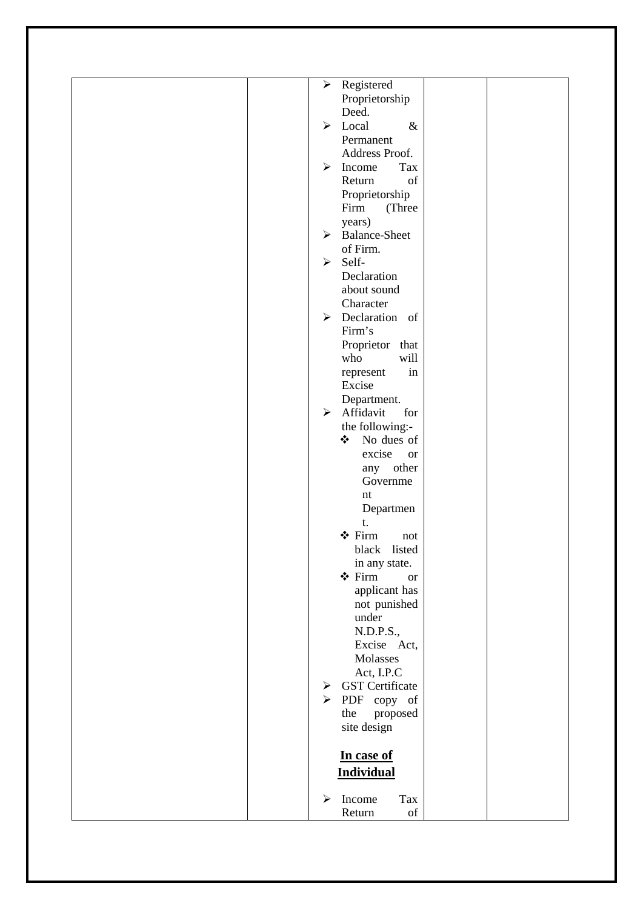| | | | | |
|---|---|---|---|---|
| | | ➢ Registered Proprietorship Deed.<br>➢ Local & Permanent Address Proof.<br>➢ Income Tax Return of Proprietorship Firm (Three years)<br>➢ Balance-Sheet of Firm.<br>➢ Self-Declaration about sound Character<br>➢ Declaration of Firm's Proprietor that who will represent in Excise Department.<br>➢ Affidavit for the following:-<br>❖ No dues of excise or any other Government Department.<br>❖ Firm not black listed in any state.<br>❖ Firm or applicant has not punished under N.D.P.S., Excise Act, Molasses Act, I.P.C<br>➢ GST Certificate<br>➢ PDF copy of the proposed site design<br><br>**<u>In case of Individual</u>**<br><br>➢ Income Tax Return of | | |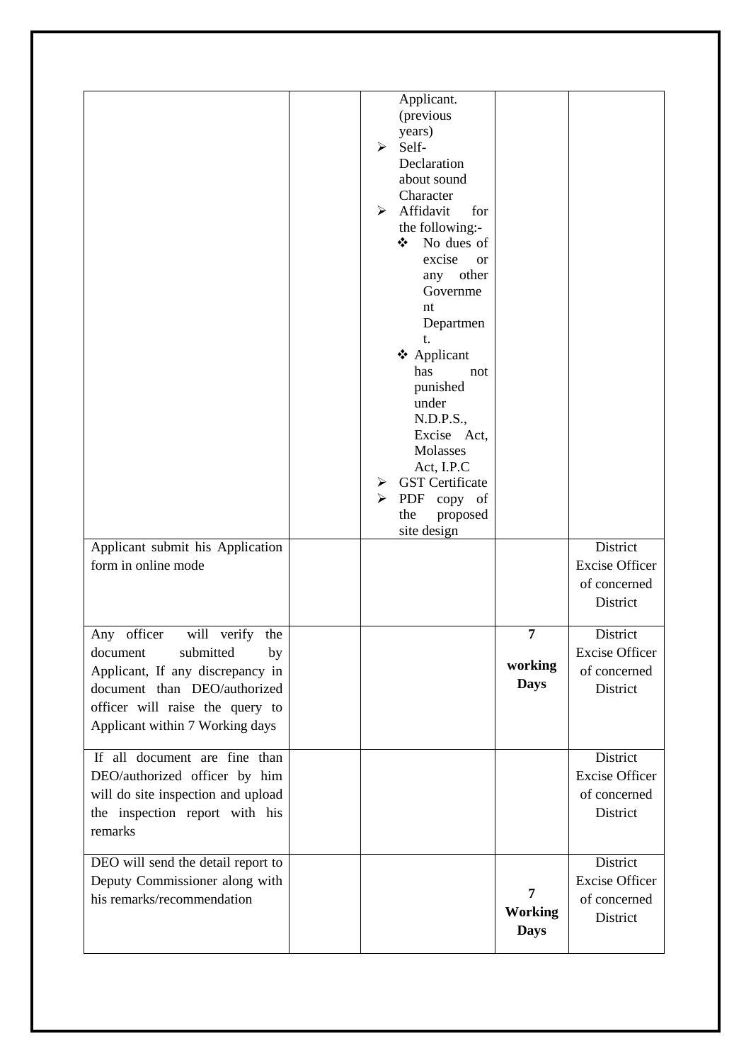| | | | | |
|---|---|---|---|---|
| | | Applicant. (previous years)<br>➢ Self-Declaration about sound Character<br>➢ Affidavit for the following:-<br>❖ No dues of excise or any other Government Department.<br>❖ Applicant has not punished under N.D.P.S., Excise Act, Molasses Act, I.P.C<br>➢ GST Certificate<br>➢ PDF copy of the proposed site design | | |
| Applicant submit his Application form in online mode | | | | District Excise Officer of concerned District |
| Any officer will verify the document submitted by Applicant, If any discrepancy in document than DEO/authorized officer will raise the query to Applicant within 7 Working days | | | **7 working Days** | District Excise Officer of concerned District |
| If all document are fine than DEO/authorized officer by him will do site inspection and upload the inspection report with his remarks | | | | District Excise Officer of concerned District |
| DEO will send the detail report to Deputy Commissioner along with his remarks/recommendation | | | **7 Working Days** | District Excise Officer of concerned District |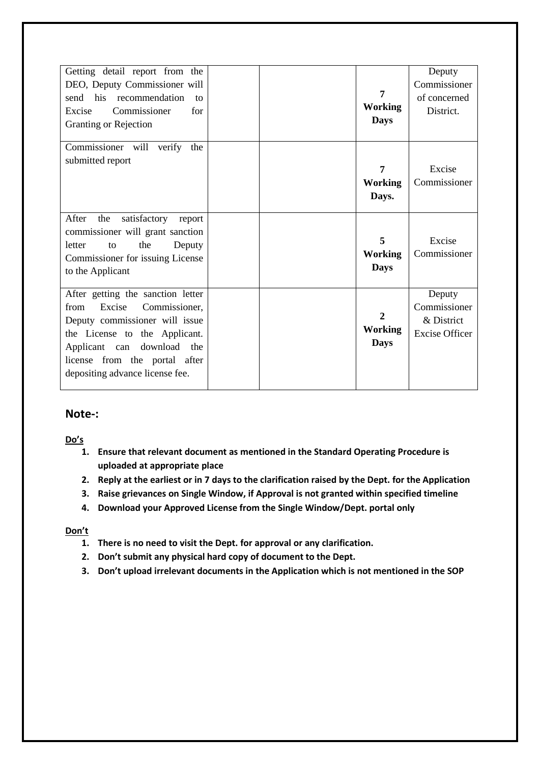| | | | | |
|---|---|---|---|---|
| Getting detail report from the DEO, Deputy Commissioner will send his recommendation to Excise Commissioner for Granting or Rejection | | | **7 Working Days** | Deputy Commissioner of concerned District. |
| Commissioner will verify the submitted report | | | **7 Working Days.** | Excise Commissioner |
| After the satisfactory report commissioner will grant sanction letter to the Deputy Commissioner for issuing License to the Applicant | | | **5 Working Days** | Excise Commissioner |
| After getting the sanction letter from Excise Commissioner, Deputy commissioner will issue the License to the Applicant. Applicant can download the license from the portal after depositing advance license fee. | | | **2 Working Days** | Deputy Commissioner & District Excise Officer |

## Note-:

**Do's**

1. **Ensure that relevant document as mentioned in the Standard Operating Procedure is uploaded at appropriate place**
2. **Reply at the earliest or in 7 days to the clarification raised by the Dept. for the Application**
3. **Raise grievances on Single Window, if Approval is not granted within specified timeline**
4. **Download your Approved License from the Single Window/Dept. portal only**

**Don't**

1. **There is no need to visit the Dept. for approval or any clarification.**
2. **Don't submit any physical hard copy of document to the Dept.**
3. **Don't upload irrelevant documents in the Application which is not mentioned in the SOP**